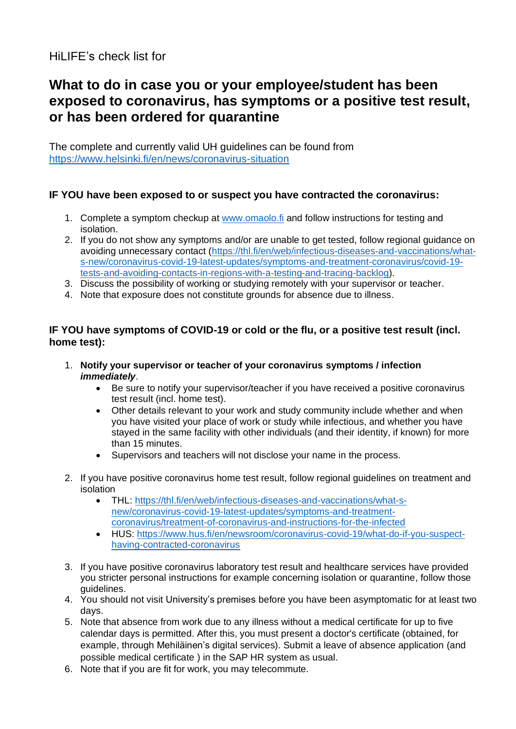HiLIFE's check list for

# What to do in case you or your employee/student has been exposed to coronavirus, has symptoms or a positive test result, or has been ordered for quarantine

The complete and currently valid UH guidelines can be found from https://www.helsinki.fi/en/news/coronavirus-situation

### IF YOU have been exposed to or suspect you have contracted the coronavirus:

1. Complete a symptom checkup at www.omaolo.fi and follow instructions for testing and isolation.
2. If you do not show any symptoms and/or are unable to get tested, follow regional guidance on avoiding unnecessary contact (https://thl.fi/en/web/infectious-diseases-and-vaccinations/what-s-new/coronavirus-covid-19-latest-updates/symptoms-and-treatment-coronavirus/covid-19-tests-and-avoiding-contacts-in-regions-with-a-testing-and-tracing-backlog).
3. Discuss the possibility of working or studying remotely with your supervisor or teacher.
4. Note that exposure does not constitute grounds for absence due to illness.

### IF YOU have symptoms of COVID-19 or cold or the flu, or a positive test result (incl. home test):

1. **Notify your supervisor or teacher of your coronavirus symptoms / infection *immediately***.
   - Be sure to notify your supervisor/teacher if you have received a positive coronavirus test result (incl. home test).
   - Other details relevant to your work and study community include whether and when you have visited your place of work or study while infectious, and whether you have stayed in the same facility with other individuals (and their identity, if known) for more than 15 minutes.
   - Supervisors and teachers will not disclose your name in the process.
2. If you have positive coronavirus home test result, follow regional guidelines on treatment and isolation
   - THL: https://thl.fi/en/web/infectious-diseases-and-vaccinations/what-s-new/coronavirus-covid-19-latest-updates/symptoms-and-treatment-coronavirus/treatment-of-coronavirus-and-instructions-for-the-infected
   - HUS: https://www.hus.fi/en/newsroom/coronavirus-covid-19/what-do-if-you-suspect-having-contracted-coronavirus
3. If you have positive coronavirus laboratory test result and healthcare services have provided you stricter personal instructions for example concerning isolation or quarantine, follow those guidelines.
4. You should not visit University's premises before you have been asymptomatic for at least two days.
5. Note that absence from work due to any illness without a medical certificate for up to five calendar days is permitted. After this, you must present a doctor's certificate (obtained, for example, through Mehiläinen's digital services). Submit a leave of absence application (and possible medical certificate ) in the SAP HR system as usual.
6. Note that if you are fit for work, you may telecommute.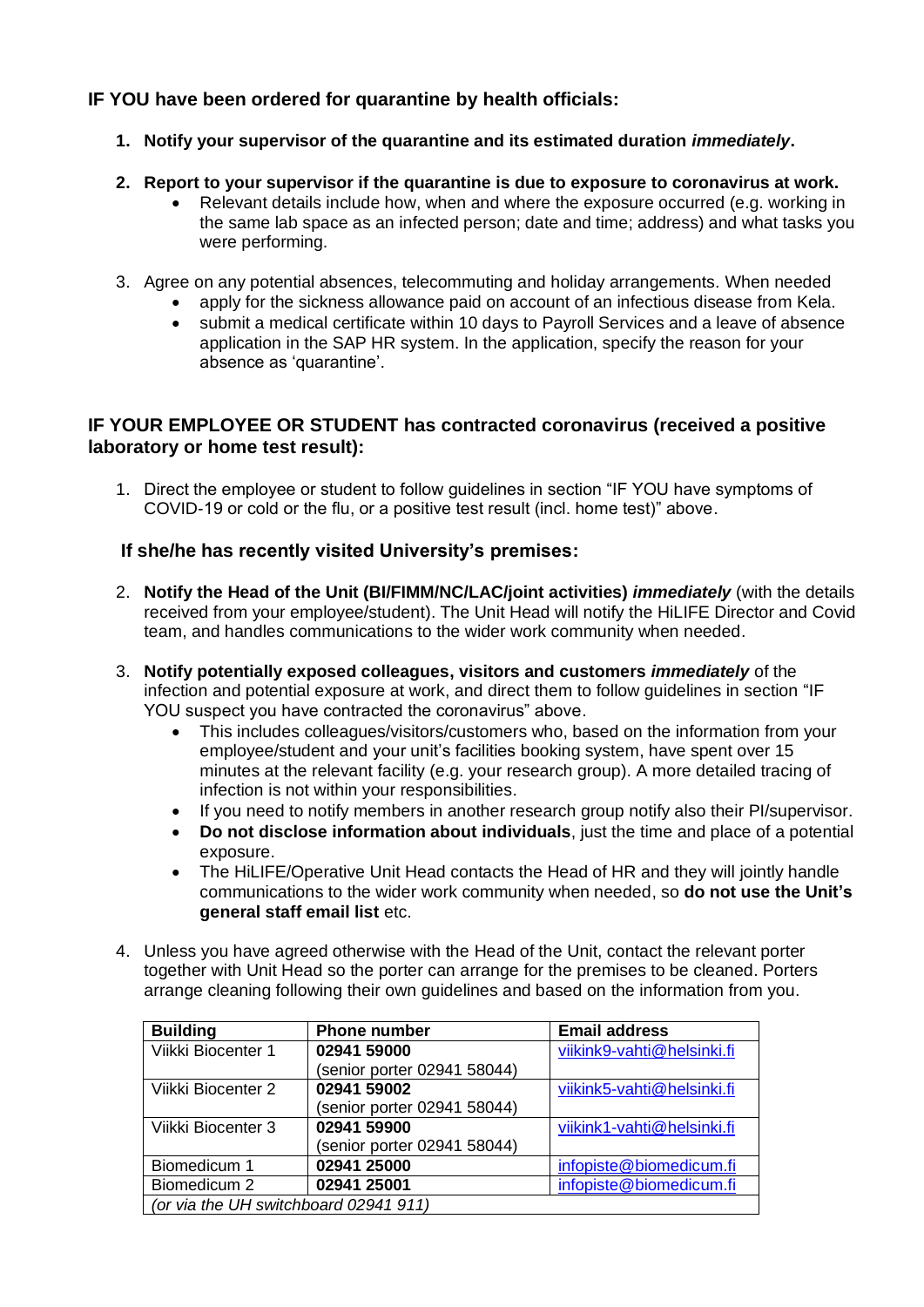## IF YOU have been ordered for quarantine by health officials:

1. **Notify your supervisor of the quarantine and its estimated duration *immediately*.**

2. **Report to your supervisor if the quarantine is due to exposure to coronavirus at work.**
   - Relevant details include how, when and where the exposure occurred (e.g. working in the same lab space as an infected person; date and time; address) and what tasks you were performing.

3. Agree on any potential absences, telecommuting and holiday arrangements. When needed
   - apply for the sickness allowance paid on account of an infectious disease from Kela.
   - submit a medical certificate within 10 days to Payroll Services and a leave of absence application in the SAP HR system. In the application, specify the reason for your absence as 'quarantine'.

## IF YOUR EMPLOYEE OR STUDENT has contracted coronavirus (received a positive laboratory or home test result):

1. Direct the employee or student to follow guidelines in section "IF YOU have symptoms of COVID-19 or cold or the flu, or a positive test result (incl. home test)" above.

### If she/he has recently visited University's premises:

2. **Notify the Head of the Unit (BI/FIMM/NC/LAC/joint activities) *immediately*** (with the details received from your employee/student). The Unit Head will notify the HiLIFE Director and Covid team, and handles communications to the wider work community when needed.

3. **Notify potentially exposed colleagues, visitors and customers *immediately*** of the infection and potential exposure at work, and direct them to follow guidelines in section "IF YOU suspect you have contracted the coronavirus" above.
   - This includes colleagues/visitors/customers who, based on the information from your employee/student and your unit's facilities booking system, have spent over 15 minutes at the relevant facility (e.g. your research group). A more detailed tracing of infection is not within your responsibilities.
   - If you need to notify members in another research group notify also their PI/supervisor.
   - **Do not disclose information about individuals**, just the time and place of a potential exposure.
   - The HiLIFE/Operative Unit Head contacts the Head of HR and they will jointly handle communications to the wider work community when needed, so **do not use the Unit's general staff email list** etc.

4. Unless you have agreed otherwise with the Head of the Unit, contact the relevant porter together with Unit Head so the porter can arrange for the premises to be cleaned. Porters arrange cleaning following their own guidelines and based on the information from you.

| Building | Phone number | Email address |
|---|---|---|
| Viikki Biocenter 1 | **02941 59000** (senior porter 02941 58044) | viikink9-vahti@helsinki.fi |
| Viikki Biocenter 2 | **02941 59002** (senior porter 02941 58044) | viikink5-vahti@helsinki.fi |
| Viikki Biocenter 3 | **02941 59900** (senior porter 02941 58044) | viikink1-vahti@helsinki.fi |
| Biomedicum 1 | **02941 25000** | infopiste@biomedicum.fi |
| Biomedicum 2 | **02941 25001** | infopiste@biomedicum.fi |
| *(or via the UH switchboard 02941 911)* | | |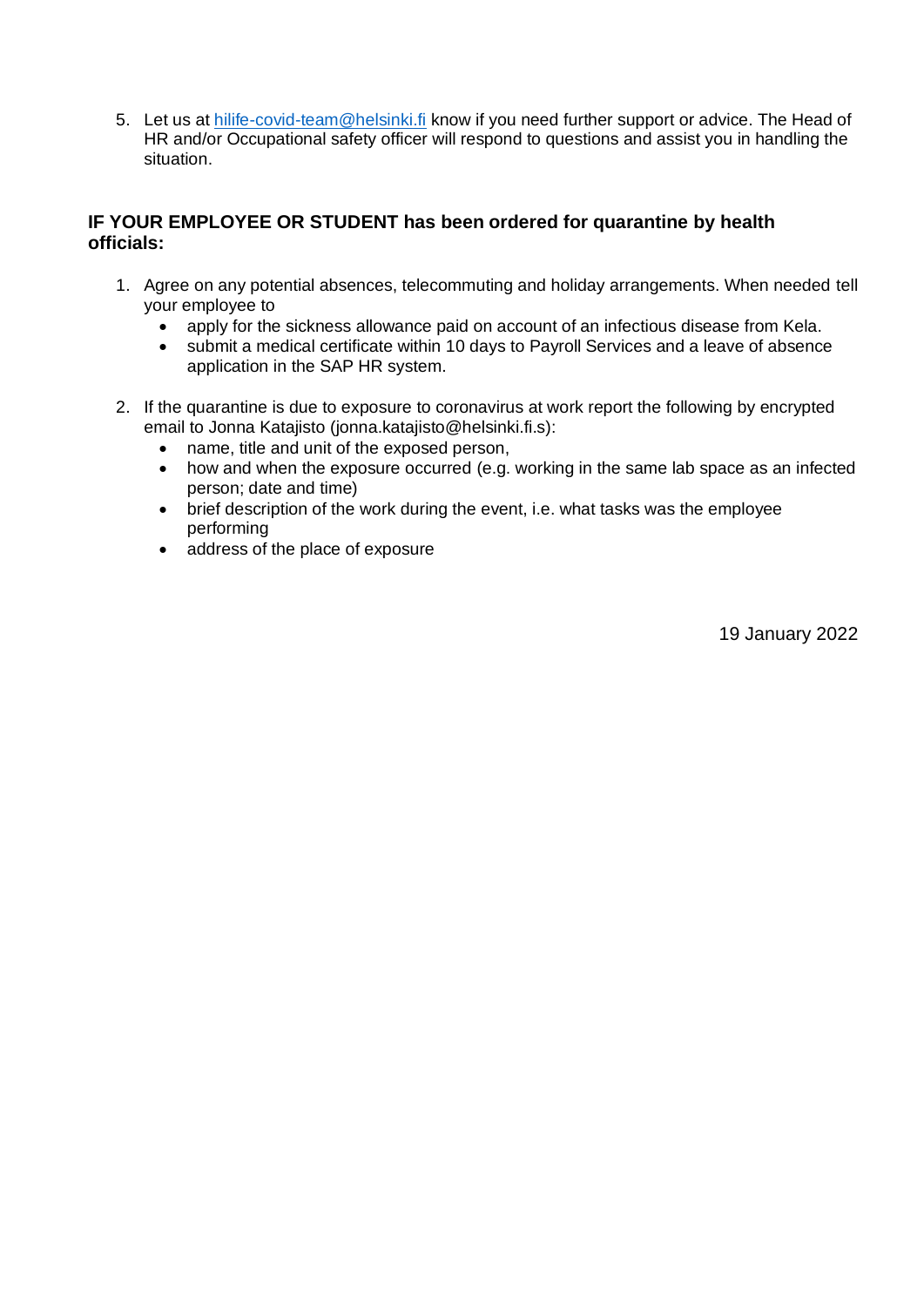5. Let us at hilife-covid-team@helsinki.fi know if you need further support or advice. The Head of HR and/or Occupational safety officer will respond to questions and assist you in handling the situation.

**IF YOUR EMPLOYEE OR STUDENT has been ordered for quarantine by health officials:**

1. Agree on any potential absences, telecommuting and holiday arrangements. When needed tell your employee to
   - apply for the sickness allowance paid on account of an infectious disease from Kela.
   - submit a medical certificate within 10 days to Payroll Services and a leave of absence application in the SAP HR system.

2. If the quarantine is due to exposure to coronavirus at work report the following by encrypted email to Jonna Katajisto (jonna.katajisto@helsinki.fi.s):
   - name, title and unit of the exposed person,
   - how and when the exposure occurred (e.g. working in the same lab space as an infected person; date and time)
   - brief description of the work during the event, i.e. what tasks was the employee performing
   - address of the place of exposure

19 January 2022